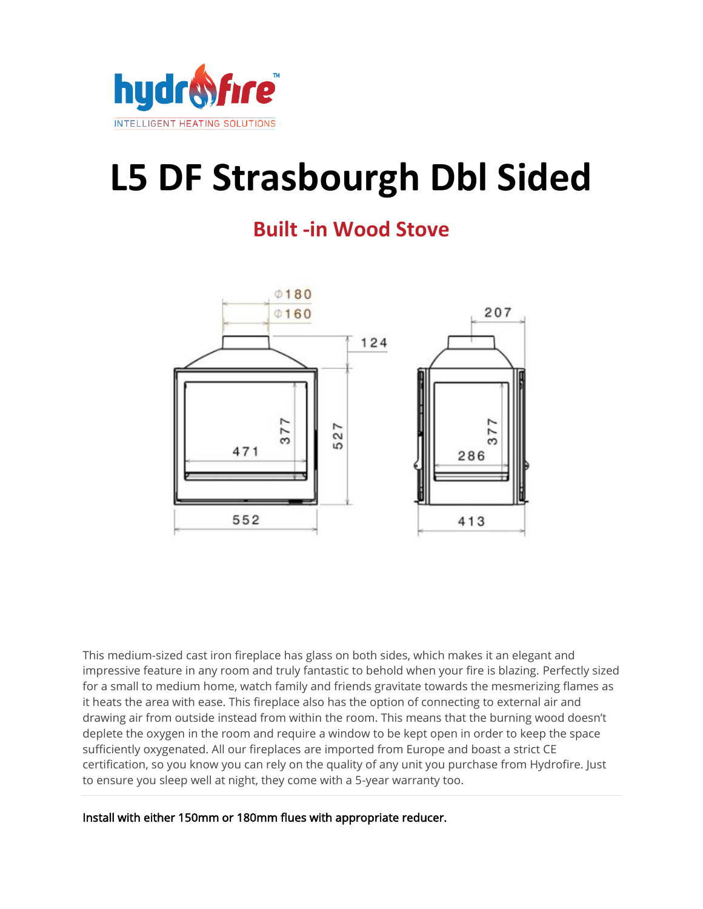# L5 DF Strasbourgh Dbl Sided

## Built -in Wood Stove

This medium-sized cast iron fireplace has glass on both sides, which makes it an elegant and impressive feature in any room and truly fantastic to behold when your fire is blazing. Perfectly sized for a small to medium home, watch family and friends gravitate towards the mesmerizing flames as it heats the area with ease. This fireplace also has the option of connecting to external air and drawing air from outside instead from within the room. This means that the burning wood doesn't deplete the oxygen in the room and require a window to be kept open in order to keep the space sufficiently oxygenated. All our fireplaces are imported from Europe and boast a strict CE certification, so you know you can rely on the quality of any unit you purchase from Hydrofire. Just to ensure you sleep well at night, they come with a 5-year warranty too.

**Install with either 150mm or 180mm flues with appropriate reducer.**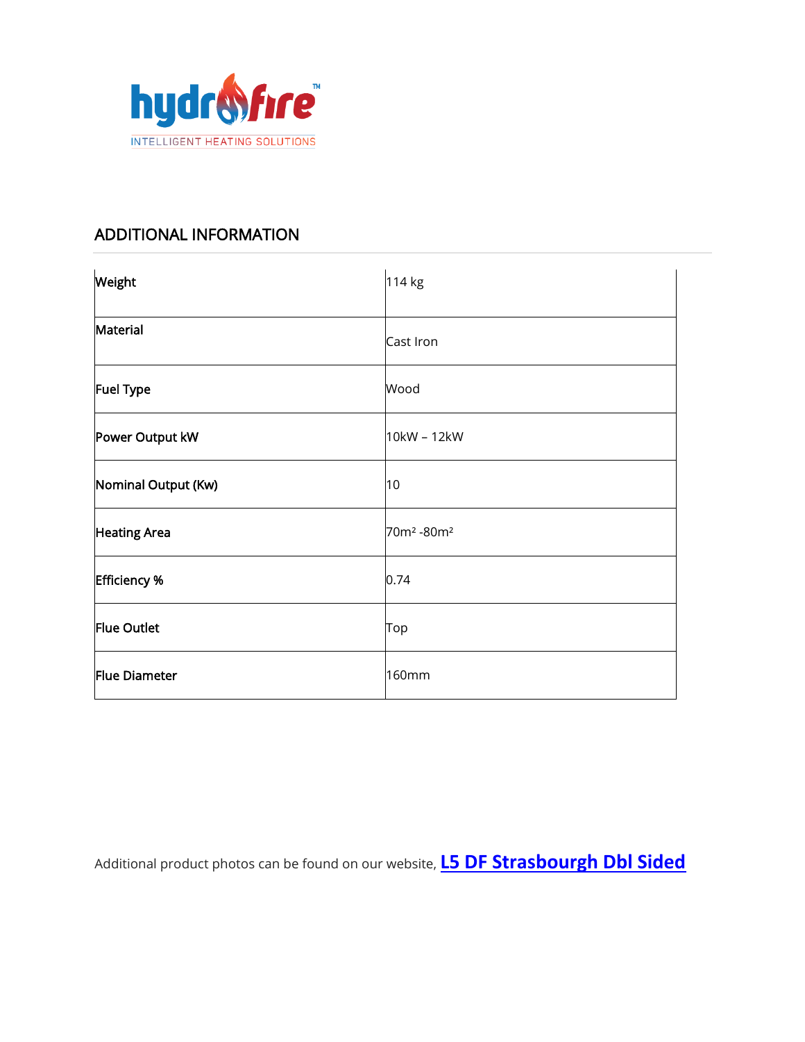## ADDITIONAL INFORMATION

| | |
|---|---|
| **Weight** | 114 kg |
| **Material** | Cast Iron |
| **Fuel Type** | Wood |
| **Power Output kW** | 10kW – 12kW |
| **Nominal Output (Kw)** | 10 |
| **Heating Area** | 70m² -80m² |
| **Efficiency %** | 0.74 |
| **Flue Outlet** | Top |
| **Flue Diameter** | 160mm |

Additional product photos can be found on our website, **L5 DF Strasbourgh Dbl Sided**